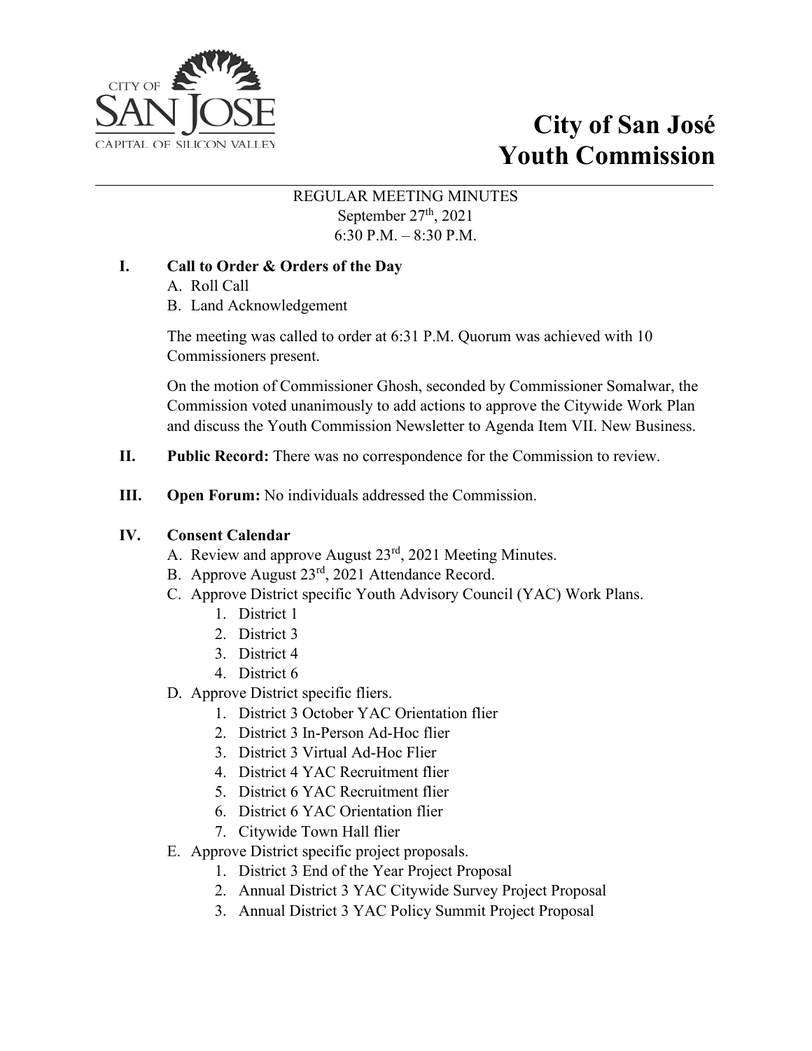# City of San José
# Youth Commission

REGULAR MEETING MINUTES
September 27th, 2021
6:30 P.M. – 8:30 P.M.

## I. Call to Order & Orders of the Day

A. Roll Call
B. Land Acknowledgement

The meeting was called to order at 6:31 P.M. Quorum was achieved with 10 Commissioners present.

On the motion of Commissioner Ghosh, seconded by Commissioner Somalwar, the Commission voted unanimously to add actions to approve the Citywide Work Plan and discuss the Youth Commission Newsletter to Agenda Item VII. New Business.

## II. Public Record:
There was no correspondence for the Commission to review.

## III. Open Forum:
No individuals addressed the Commission.

## IV. Consent Calendar

A. Review and approve August 23rd, 2021 Meeting Minutes.
B. Approve August 23rd, 2021 Attendance Record.
C. Approve District specific Youth Advisory Council (YAC) Work Plans.
   1. District 1
   2. District 3
   3. District 4
   4. District 6
D. Approve District specific fliers.
   1. District 3 October YAC Orientation flier
   2. District 3 In-Person Ad-Hoc flier
   3. District 3 Virtual Ad-Hoc Flier
   4. District 4 YAC Recruitment flier
   5. District 6 YAC Recruitment flier
   6. District 6 YAC Orientation flier
   7. Citywide Town Hall flier
E. Approve District specific project proposals.
   1. District 3 End of the Year Project Proposal
   2. Annual District 3 YAC Citywide Survey Project Proposal
   3. Annual District 3 YAC Policy Summit Project Proposal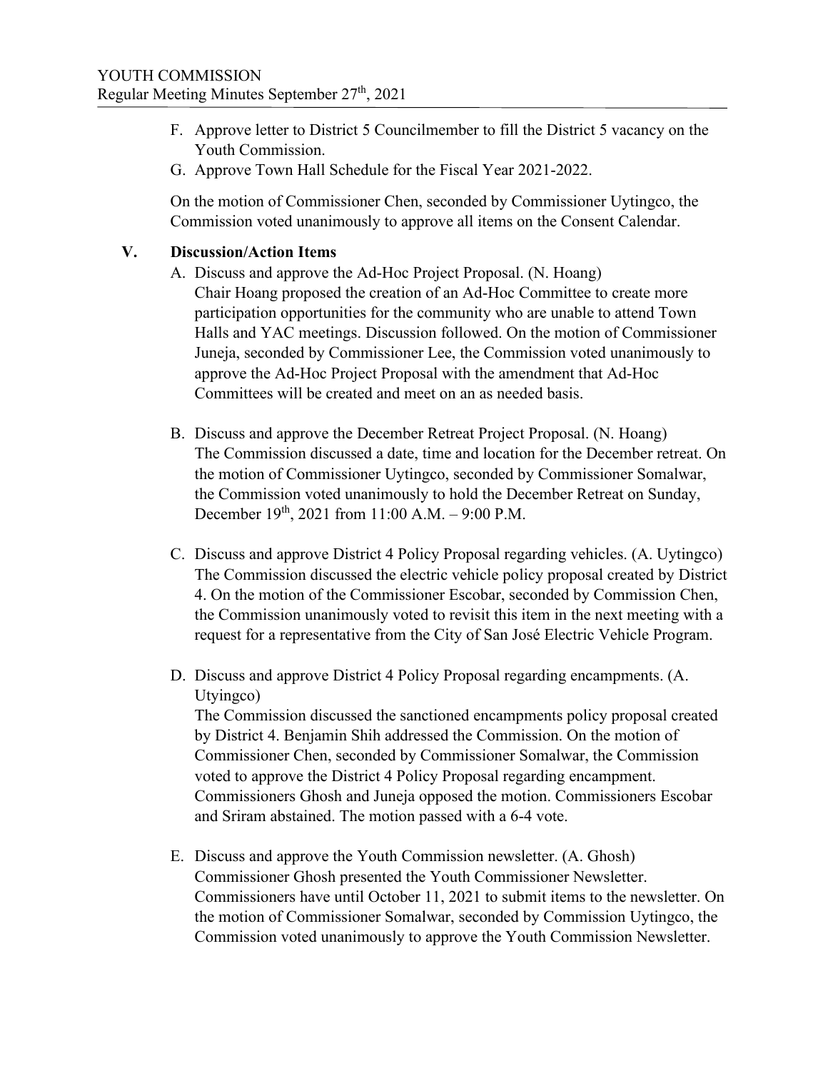F. Approve letter to District 5 Councilmember to fill the District 5 vacancy on the Youth Commission.

G. Approve Town Hall Schedule for the Fiscal Year 2021-2022.

On the motion of Commissioner Chen, seconded by Commissioner Uytingco, the Commission voted unanimously to approve all items on the Consent Calendar.

## V. Discussion/Action Items

A. Discuss and approve the Ad-Hoc Project Proposal. (N. Hoang)
Chair Hoang proposed the creation of an Ad-Hoc Committee to create more participation opportunities for the community who are unable to attend Town Halls and YAC meetings. Discussion followed. On the motion of Commissioner Juneja, seconded by Commissioner Lee, the Commission voted unanimously to approve the Ad-Hoc Project Proposal with the amendment that Ad-Hoc Committees will be created and meet on an as needed basis.

B. Discuss and approve the December Retreat Project Proposal. (N. Hoang)
The Commission discussed a date, time and location for the December retreat. On the motion of Commissioner Uytingco, seconded by Commissioner Somalwar, the Commission voted unanimously to hold the December Retreat on Sunday, December 19th, 2021 from 11:00 A.M. – 9:00 P.M.

C. Discuss and approve District 4 Policy Proposal regarding vehicles. (A. Uytingco)
The Commission discussed the electric vehicle policy proposal created by District 4. On the motion of the Commissioner Escobar, seconded by Commission Chen, the Commission unanimously voted to revisit this item in the next meeting with a request for a representative from the City of San José Electric Vehicle Program.

D. Discuss and approve District 4 Policy Proposal regarding encampments. (A. Utyingco)
The Commission discussed the sanctioned encampments policy proposal created by District 4. Benjamin Shih addressed the Commission. On the motion of Commissioner Chen, seconded by Commissioner Somalwar, the Commission voted to approve the District 4 Policy Proposal regarding encampment. Commissioners Ghosh and Juneja opposed the motion. Commissioners Escobar and Sriram abstained. The motion passed with a 6-4 vote.

E. Discuss and approve the Youth Commission newsletter. (A. Ghosh)
Commissioner Ghosh presented the Youth Commissioner Newsletter. Commissioners have until October 11, 2021 to submit items to the newsletter. On the motion of Commissioner Somalwar, seconded by Commission Uytingco, the Commission voted unanimously to approve the Youth Commission Newsletter.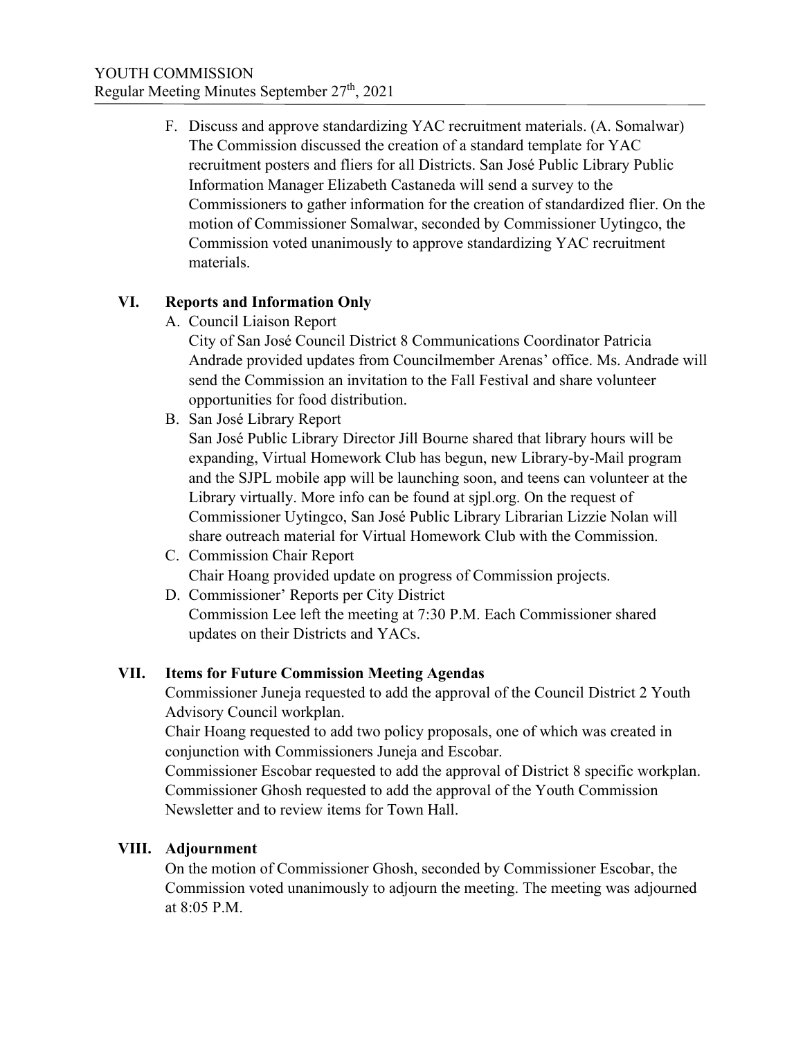F. Discuss and approve standardizing YAC recruitment materials. (A. Somalwar)
   The Commission discussed the creation of a standard template for YAC recruitment posters and fliers for all Districts. San José Public Library Public Information Manager Elizabeth Castaneda will send a survey to the Commissioners to gather information for the creation of standardized flier. On the motion of Commissioner Somalwar, seconded by Commissioner Uytingco, the Commission voted unanimously to approve standardizing YAC recruitment materials.

## VI. Reports and Information Only

A. Council Liaison Report
   City of San José Council District 8 Communications Coordinator Patricia Andrade provided updates from Councilmember Arenas' office. Ms. Andrade will send the Commission an invitation to the Fall Festival and share volunteer opportunities for food distribution.

B. San José Library Report
   San José Public Library Director Jill Bourne shared that library hours will be expanding, Virtual Homework Club has begun, new Library-by-Mail program and the SJPL mobile app will be launching soon, and teens can volunteer at the Library virtually. More info can be found at sjpl.org. On the request of Commissioner Uytingco, San José Public Library Librarian Lizzie Nolan will share outreach material for Virtual Homework Club with the Commission.

C. Commission Chair Report
   Chair Hoang provided update on progress of Commission projects.

D. Commissioner' Reports per City District
   Commission Lee left the meeting at 7:30 P.M. Each Commissioner shared updates on their Districts and YACs.

## VII. Items for Future Commission Meeting Agendas

Commissioner Juneja requested to add the approval of the Council District 2 Youth Advisory Council workplan.
Chair Hoang requested to add two policy proposals, one of which was created in conjunction with Commissioners Juneja and Escobar.
Commissioner Escobar requested to add the approval of District 8 specific workplan.
Commissioner Ghosh requested to add the approval of the Youth Commission Newsletter and to review items for Town Hall.

## VIII. Adjournment

On the motion of Commissioner Ghosh, seconded by Commissioner Escobar, the Commission voted unanimously to adjourn the meeting. The meeting was adjourned at 8:05 P.M.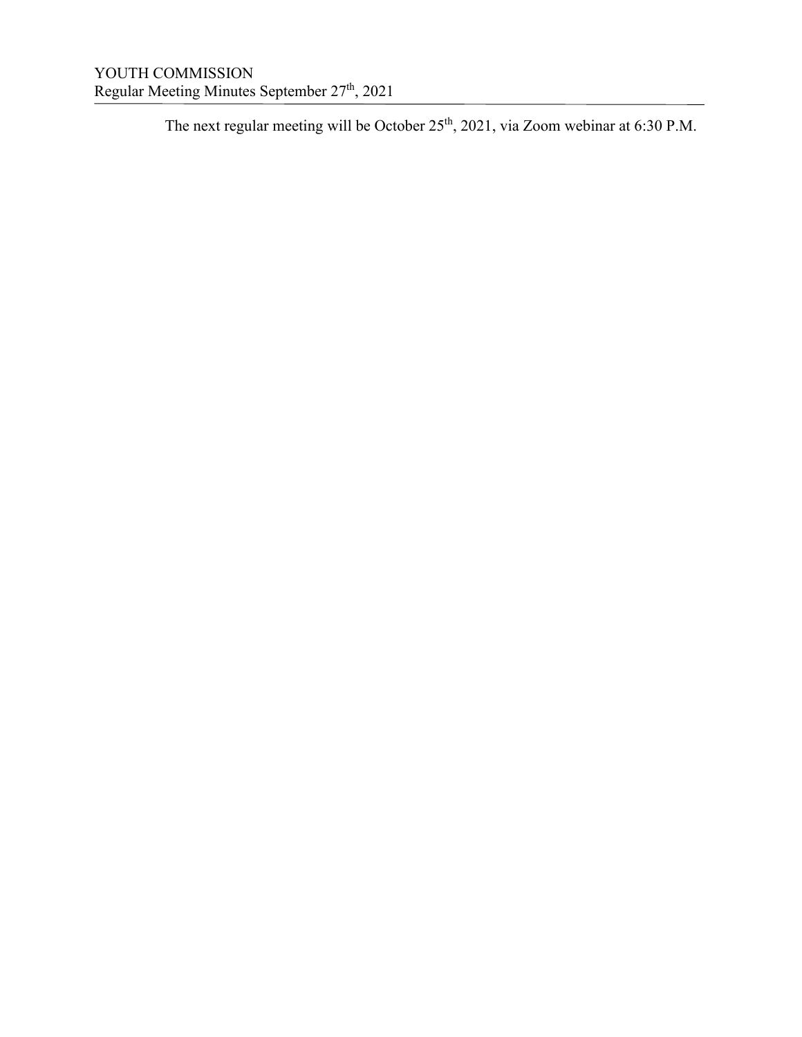The next regular meeting will be October 25th, 2021, via Zoom webinar at 6:30 P.M.